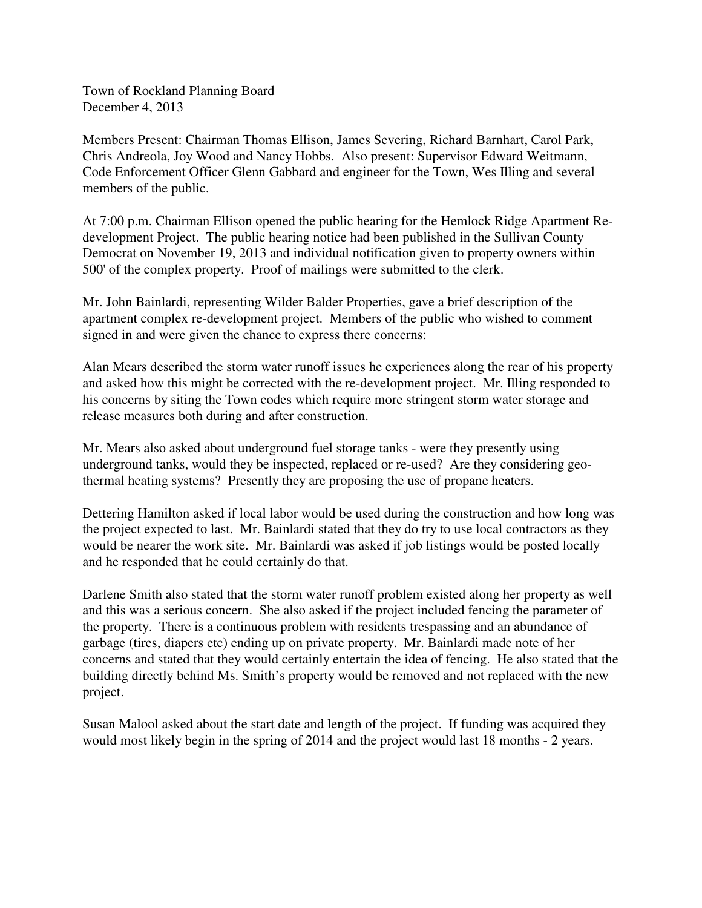Town of Rockland Planning Board
December 4, 2013

Members Present: Chairman Thomas Ellison, James Severing, Richard Barnhart, Carol Park, Chris Andreola, Joy Wood and Nancy Hobbs. Also present: Supervisor Edward Weitmann, Code Enforcement Officer Glenn Gabbard and engineer for the Town, Wes Illing and several members of the public.

At 7:00 p.m. Chairman Ellison opened the public hearing for the Hemlock Ridge Apartment Re-development Project. The public hearing notice had been published in the Sullivan County Democrat on November 19, 2013 and individual notification given to property owners within 500' of the complex property. Proof of mailings were submitted to the clerk.

Mr. John Bainlardi, representing Wilder Balder Properties, gave a brief description of the apartment complex re-development project. Members of the public who wished to comment signed in and were given the chance to express there concerns:

Alan Mears described the storm water runoff issues he experiences along the rear of his property and asked how this might be corrected with the re-development project. Mr. Illing responded to his concerns by siting the Town codes which require more stringent storm water storage and release measures both during and after construction.

Mr. Mears also asked about underground fuel storage tanks - were they presently using underground tanks, would they be inspected, replaced or re-used? Are they considering geo-thermal heating systems? Presently they are proposing the use of propane heaters.

Dettering Hamilton asked if local labor would be used during the construction and how long was the project expected to last. Mr. Bainlardi stated that they do try to use local contractors as they would be nearer the work site. Mr. Bainlardi was asked if job listings would be posted locally and he responded that he could certainly do that.

Darlene Smith also stated that the storm water runoff problem existed along her property as well and this was a serious concern. She also asked if the project included fencing the parameter of the property. There is a continuous problem with residents trespassing and an abundance of garbage (tires, diapers etc) ending up on private property. Mr. Bainlardi made note of her concerns and stated that they would certainly entertain the idea of fencing. He also stated that the building directly behind Ms. Smith's property would be removed and not replaced with the new project.

Susan Malool asked about the start date and length of the project. If funding was acquired they would most likely begin in the spring of 2014 and the project would last 18 months - 2 years.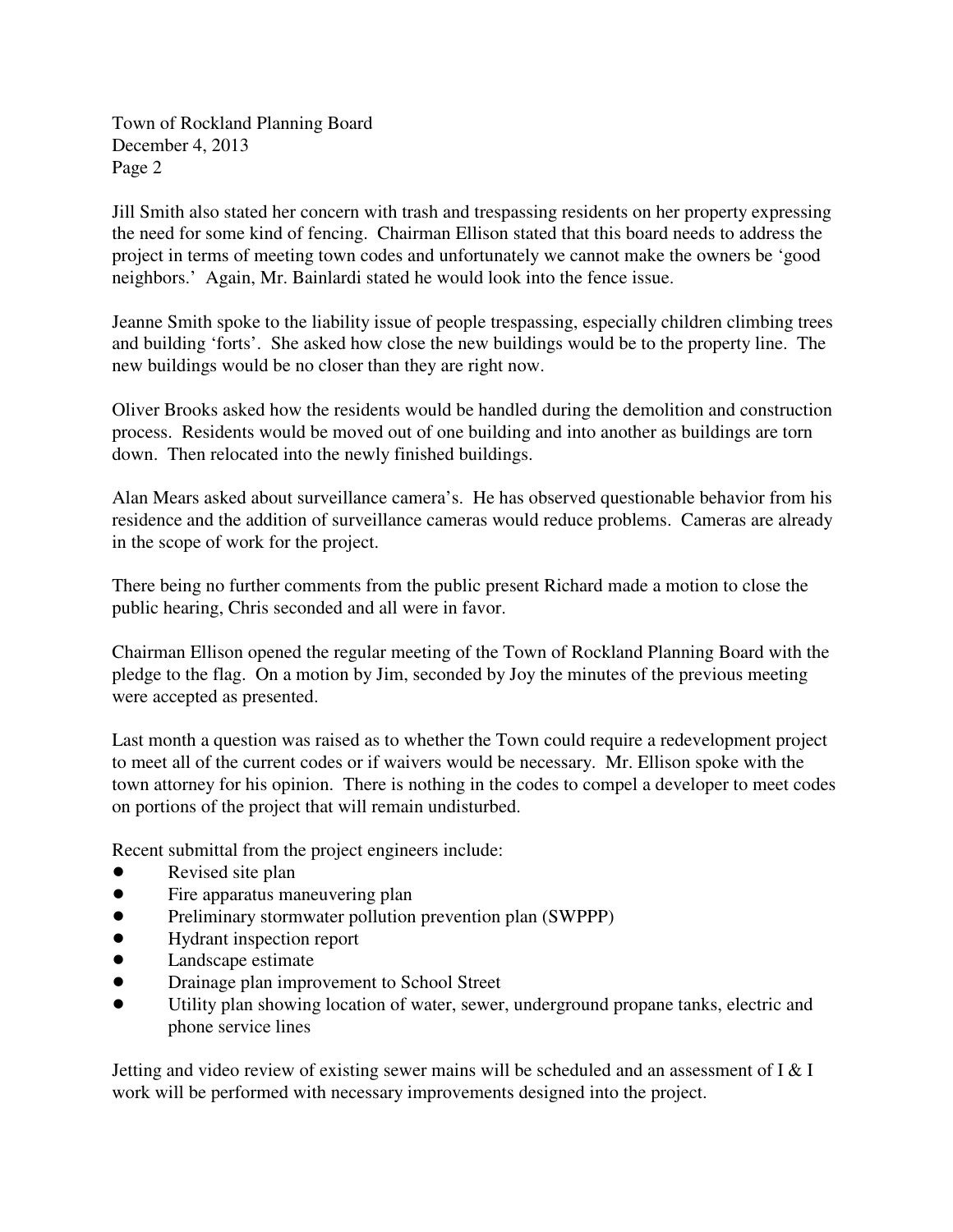Jill Smith also stated her concern with trash and trespassing residents on her property expressing the need for some kind of fencing. Chairman Ellison stated that this board needs to address the project in terms of meeting town codes and unfortunately we cannot make the owners be 'good neighbors.' Again, Mr. Bainlardi stated he would look into the fence issue.

Jeanne Smith spoke to the liability issue of people trespassing, especially children climbing trees and building 'forts'. She asked how close the new buildings would be to the property line. The new buildings would be no closer than they are right now.

Oliver Brooks asked how the residents would be handled during the demolition and construction process. Residents would be moved out of one building and into another as buildings are torn down. Then relocated into the newly finished buildings.

Alan Mears asked about surveillance camera's. He has observed questionable behavior from his residence and the addition of surveillance cameras would reduce problems. Cameras are already in the scope of work for the project.

There being no further comments from the public present Richard made a motion to close the public hearing, Chris seconded and all were in favor.

Chairman Ellison opened the regular meeting of the Town of Rockland Planning Board with the pledge to the flag. On a motion by Jim, seconded by Joy the minutes of the previous meeting were accepted as presented.

Last month a question was raised as to whether the Town could require a redevelopment project to meet all of the current codes or if waivers would be necessary. Mr. Ellison spoke with the town attorney for his opinion. There is nothing in the codes to compel a developer to meet codes on portions of the project that will remain undisturbed.

Recent submittal from the project engineers include:

- Revised site plan
- Fire apparatus maneuvering plan
- Preliminary stormwater pollution prevention plan (SWPPP)
- Hydrant inspection report
- Landscape estimate
- Drainage plan improvement to School Street
- Utility plan showing location of water, sewer, underground propane tanks, electric and phone service lines

Jetting and video review of existing sewer mains will be scheduled and an assessment of I & I work will be performed with necessary improvements designed into the project.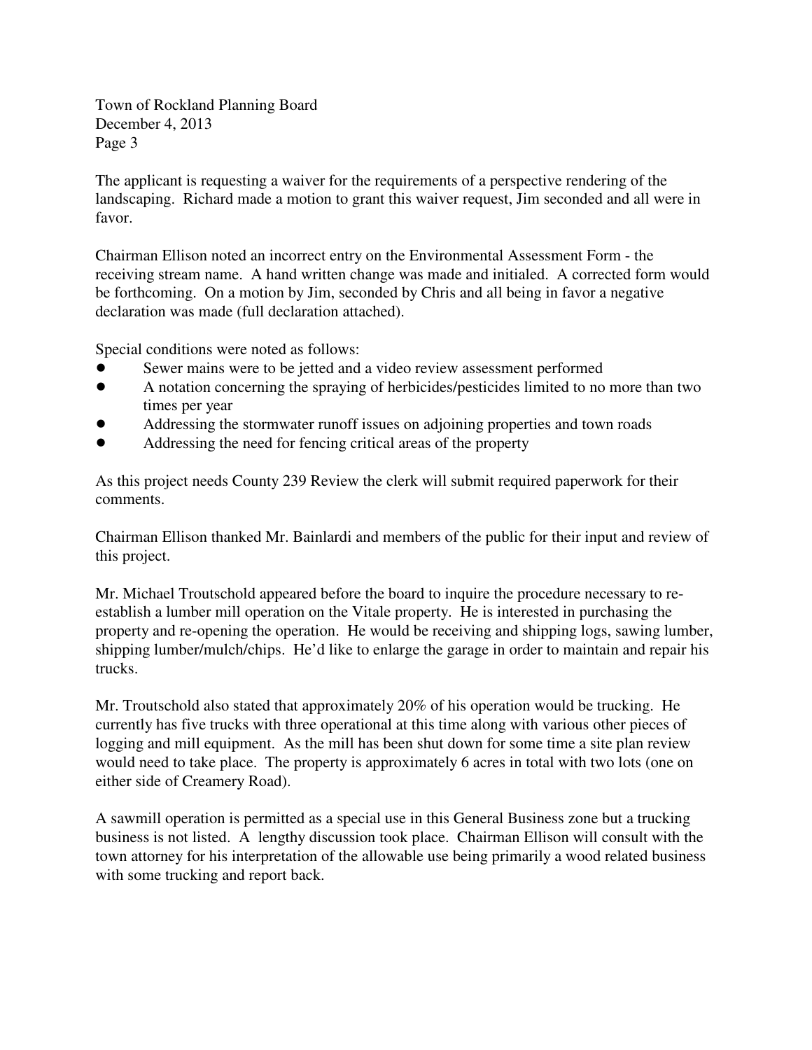The applicant is requesting a waiver for the requirements of a perspective rendering of the landscaping. Richard made a motion to grant this waiver request, Jim seconded and all were in favor.

Chairman Ellison noted an incorrect entry on the Environmental Assessment Form - the receiving stream name. A hand written change was made and initialed. A corrected form would be forthcoming. On a motion by Jim, seconded by Chris and all being in favor a negative declaration was made (full declaration attached).

Special conditions were noted as follows:

- Sewer mains were to be jetted and a video review assessment performed
- A notation concerning the spraying of herbicides/pesticides limited to no more than two times per year
- Addressing the stormwater runoff issues on adjoining properties and town roads
- Addressing the need for fencing critical areas of the property

As this project needs County 239 Review the clerk will submit required paperwork for their comments.

Chairman Ellison thanked Mr. Bainlardi and members of the public for their input and review of this project.

Mr. Michael Troutschold appeared before the board to inquire the procedure necessary to re-establish a lumber mill operation on the Vitale property. He is interested in purchasing the property and re-opening the operation. He would be receiving and shipping logs, sawing lumber, shipping lumber/mulch/chips. He'd like to enlarge the garage in order to maintain and repair his trucks.

Mr. Troutschold also stated that approximately 20% of his operation would be trucking. He currently has five trucks with three operational at this time along with various other pieces of logging and mill equipment. As the mill has been shut down for some time a site plan review would need to take place. The property is approximately 6 acres in total with two lots (one on either side of Creamery Road).

A sawmill operation is permitted as a special use in this General Business zone but a trucking business is not listed. A lengthy discussion took place. Chairman Ellison will consult with the town attorney for his interpretation of the allowable use being primarily a wood related business with some trucking and report back.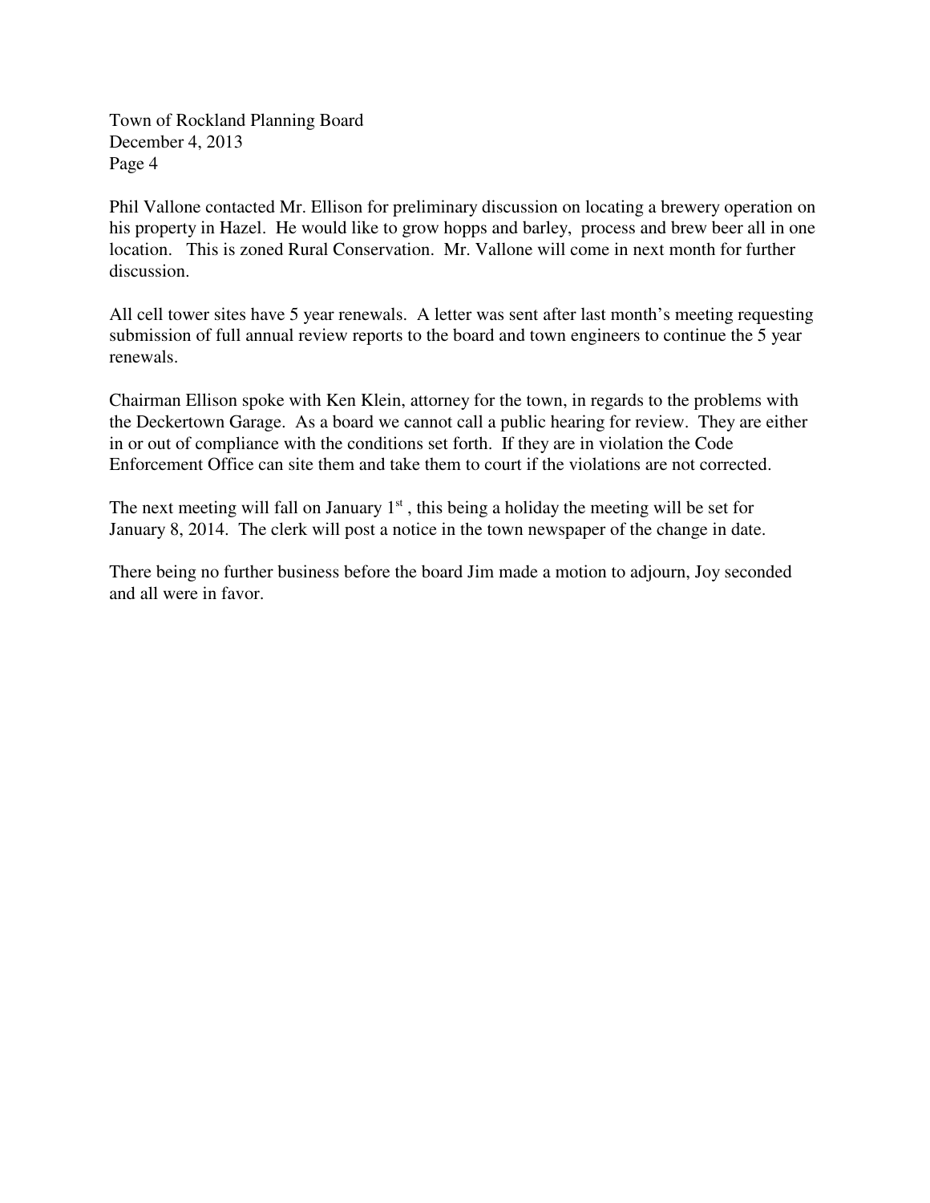Phil Vallone contacted Mr. Ellison for preliminary discussion on locating a brewery operation on his property in Hazel. He would like to grow hopps and barley, process and brew beer all in one location. This is zoned Rural Conservation. Mr. Vallone will come in next month for further discussion.

All cell tower sites have 5 year renewals. A letter was sent after last month's meeting requesting submission of full annual review reports to the board and town engineers to continue the 5 year renewals.

Chairman Ellison spoke with Ken Klein, attorney for the town, in regards to the problems with the Deckertown Garage. As a board we cannot call a public hearing for review. They are either in or out of compliance with the conditions set forth. If they are in violation the Code Enforcement Office can site them and take them to court if the violations are not corrected.

The next meeting will fall on January 1st , this being a holiday the meeting will be set for January 8, 2014. The clerk will post a notice in the town newspaper of the change in date.

There being no further business before the board Jim made a motion to adjourn, Joy seconded and all were in favor.